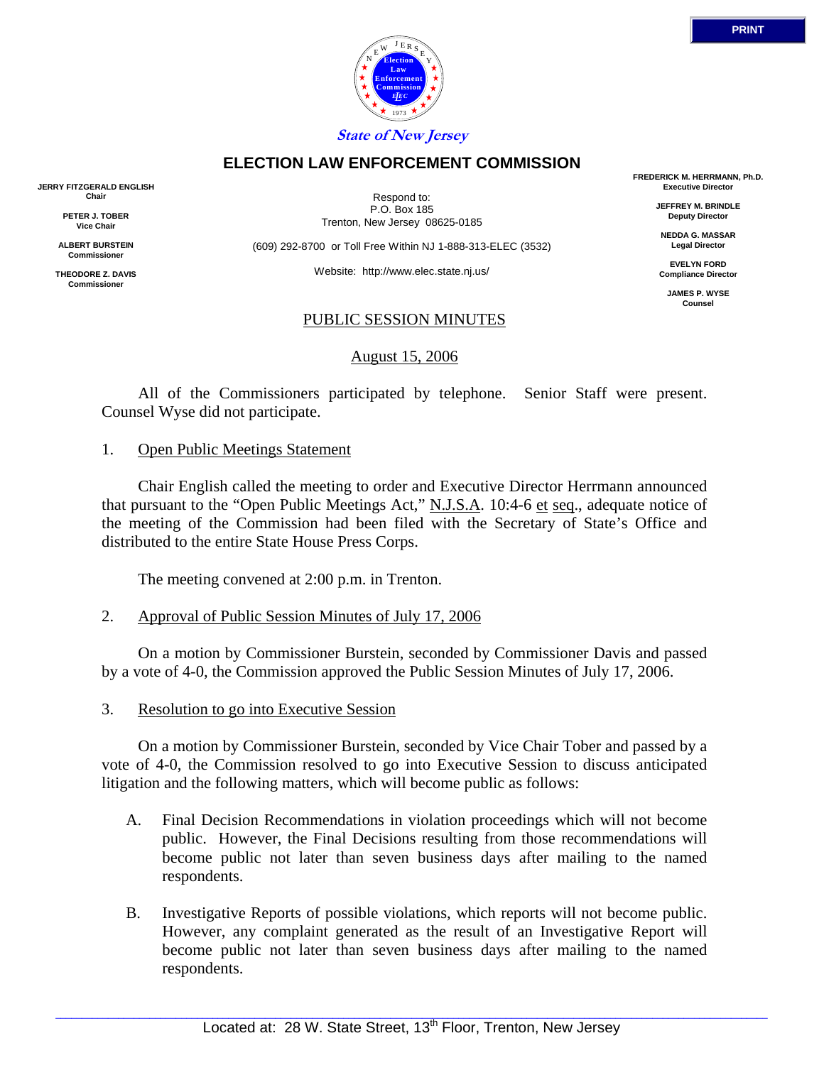State of New Jersey

# ELECTION LAW ENFORCEMENT COMMISSION

**JERRY FITZGERALD ENGLISH**
**Chair**

**PETER J. TOBER**
**Vice Chair**

**ALBERT BURSTEIN**
**Commissioner**

**THEODORE Z. DAVIS**
**Commissioner**

Respond to:
P.O. Box 185
Trenton, New Jersey 08625-0185

(609) 292-8700 or Toll Free Within NJ 1-888-313-ELEC (3532)

Website: http://www.elec.state.nj.us/

**FREDERICK M. HERRMANN, Ph.D.**
**Executive Director**

**JEFFREY M. BRINDLE**
**Deputy Director**

**NEDDA G. MASSAR**
**Legal Director**

**EVELYN FORD**
**Compliance Director**

**JAMES P. WYSE**
**Counsel**

## PUBLIC SESSION MINUTES

August 15, 2006

All of the Commissioners participated by telephone. Senior Staff were present. Counsel Wyse did not participate.

1. Open Public Meetings Statement

Chair English called the meeting to order and Executive Director Herrmann announced that pursuant to the "Open Public Meetings Act," N.J.S.A. 10:4-6 et seq., adequate notice of the meeting of the Commission had been filed with the Secretary of State's Office and distributed to the entire State House Press Corps.

The meeting convened at 2:00 p.m. in Trenton.

2. Approval of Public Session Minutes of July 17, 2006

On a motion by Commissioner Burstein, seconded by Commissioner Davis and passed by a vote of 4-0, the Commission approved the Public Session Minutes of July 17, 2006.

3. Resolution to go into Executive Session

On a motion by Commissioner Burstein, seconded by Vice Chair Tober and passed by a vote of 4-0, the Commission resolved to go into Executive Session to discuss anticipated litigation and the following matters, which will become public as follows:

A. Final Decision Recommendations in violation proceedings which will not become public. However, the Final Decisions resulting from those recommendations will become public not later than seven business days after mailing to the named respondents.

B. Investigative Reports of possible violations, which reports will not become public. However, any complaint generated as the result of an Investigative Report will become public not later than seven business days after mailing to the named respondents.

Located at: 28 W. State Street, 13th Floor, Trenton, New Jersey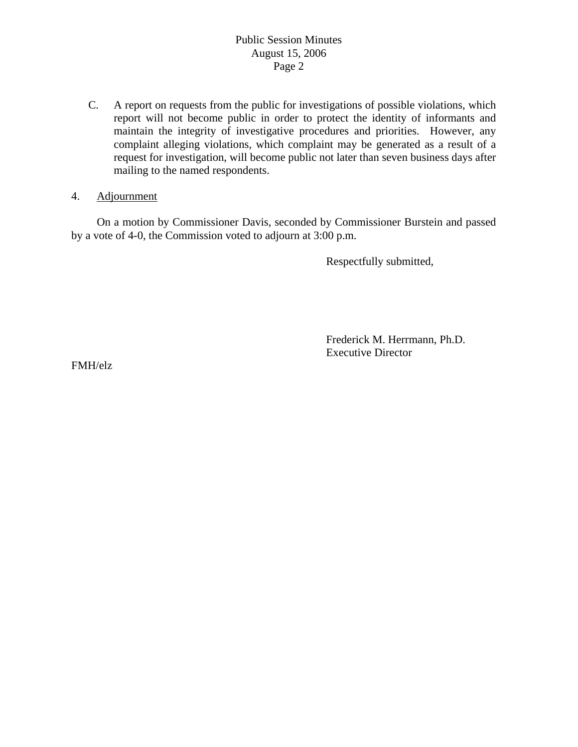C. A report on requests from the public for investigations of possible violations, which report will not become public in order to protect the identity of informants and maintain the integrity of investigative procedures and priorities. However, any complaint alleging violations, which complaint may be generated as a result of a request for investigation, will become public not later than seven business days after mailing to the named respondents.

4. <u>Adjournment</u>

On a motion by Commissioner Davis, seconded by Commissioner Burstein and passed by a vote of 4-0, the Commission voted to adjourn at 3:00 p.m.

Respectfully submitted,

Frederick M. Herrmann, Ph.D.
Executive Director

FMH/elz